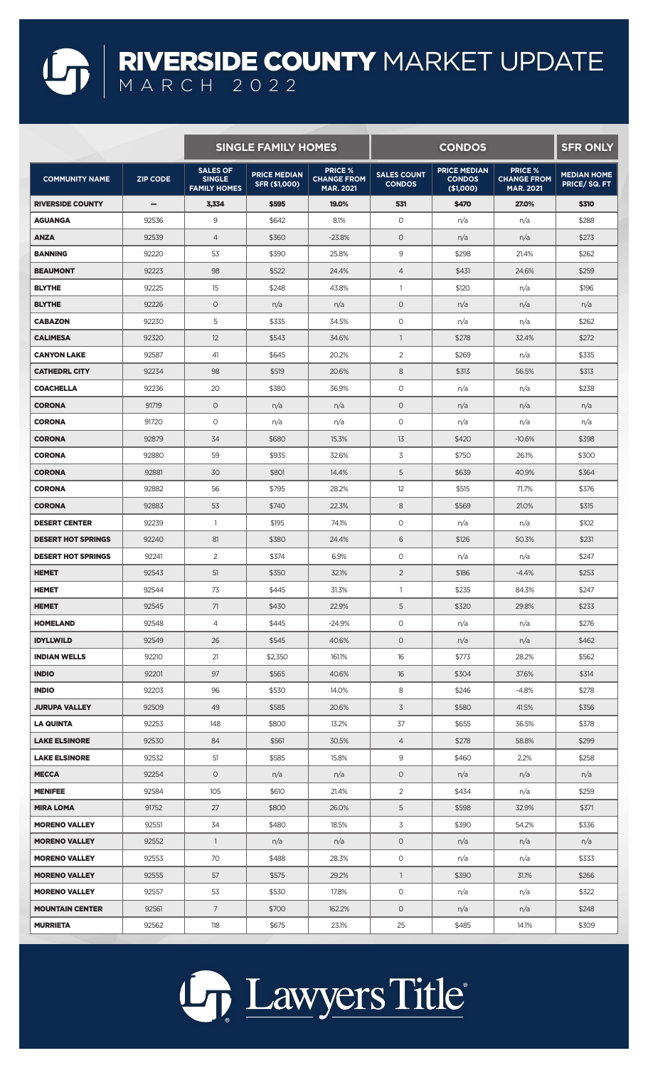# RIVERSIDE COUNTY MARKET UPDATE

MARCH 2022

| | | SINGLE FAMILY HOMES | | | CONDOS | | | SFR ONLY |
|---|---|---|---|---|---|---|---|---|
| COMMUNITY NAME | ZIP CODE | SALES OF SINGLE FAMILY HOMES | PRICE MEDIAN SFR ($1,000) | PRICE % CHANGE FROM MAR. 2021 | SALES COUNT CONDOS | PRICE MEDIAN CONDOS ($1,000) | PRICE % CHANGE FROM MAR. 2021 | MEDIAN HOME PRICE/ SQ. FT |
| **RIVERSIDE COUNTY** | – | **3,334** | **$595** | **19.0%** | **531** | **$470** | **27.0%** | **$310** |
| **AGUANGA** | 92536 | 9 | $642 | 8.1% | 0 | n/a | n/a | $288 |
| **ANZA** | 92539 | 4 | $360 | -23.8% | 0 | n/a | n/a | $273 |
| **BANNING** | 92220 | 53 | $390 | 25.8% | 9 | $298 | 21.4% | $262 |
| **BEAUMONT** | 92223 | 98 | $522 | 24.4% | 4 | $431 | 24.6% | $259 |
| **BLYTHE** | 92225 | 15 | $248 | 43.8% | 1 | $120 | n/a | $196 |
| **BLYTHE** | 92226 | 0 | n/a | n/a | 0 | n/a | n/a | n/a |
| **CABAZON** | 92230 | 5 | $335 | 34.5% | 0 | n/a | n/a | $262 |
| **CALIMESA** | 92320 | 12 | $543 | 34.6% | 1 | $278 | 32.4% | $272 |
| **CANYON LAKE** | 92587 | 41 | $645 | 20.2% | 2 | $269 | n/a | $335 |
| **CATHEDRL CITY** | 92234 | 98 | $519 | 20.6% | 8 | $313 | 56.5% | $313 |
| **COACHELLA** | 92236 | 20 | $380 | 36.9% | 0 | n/a | n/a | $238 |
| **CORONA** | 91719 | 0 | n/a | n/a | 0 | n/a | n/a | n/a |
| **CORONA** | 91720 | 0 | n/a | n/a | 0 | n/a | n/a | n/a |
| **CORONA** | 92879 | 34 | $680 | 15.3% | 13 | $420 | -10.6% | $398 |
| **CORONA** | 92880 | 59 | $935 | 32.6% | 3 | $750 | 26.1% | $300 |
| **CORONA** | 92881 | 30 | $801 | 14.4% | 5 | $639 | 40.9% | $364 |
| **CORONA** | 92882 | 56 | $795 | 28.2% | 12 | $515 | 71.7% | $376 |
| **CORONA** | 92883 | 53 | $740 | 22.3% | 8 | $569 | 21.0% | $315 |
| **DESERT CENTER** | 92239 | 1 | $195 | 74.1% | 0 | n/a | n/a | $102 |
| **DESERT HOT SPRINGS** | 92240 | 81 | $380 | 24.4% | 6 | $126 | 50.3% | $231 |
| **DESERT HOT SPRINGS** | 92241 | 2 | $374 | 6.9% | 0 | n/a | n/a | $247 |
| **HEMET** | 92543 | 51 | $350 | 32.1% | 2 | $186 | -4.4% | $253 |
| **HEMET** | 92544 | 73 | $445 | 31.3% | 1 | $235 | 84.3% | $247 |
| **HEMET** | 92545 | 71 | $430 | 22.9% | 5 | $320 | 29.8% | $233 |
| **HOMELAND** | 92548 | 4 | $445 | -24.9% | 0 | n/a | n/a | $276 |
| **IDYLLWILD** | 92549 | 26 | $545 | 40.6% | 0 | n/a | n/a | $462 |
| **INDIAN WELLS** | 92210 | 21 | $2,350 | 161.1% | 16 | $773 | 28.2% | $562 |
| **INDIO** | 92201 | 97 | $565 | 40.6% | 16 | $304 | 37.6% | $314 |
| **INDIO** | 92203 | 96 | $530 | 14.0% | 8 | $246 | -4.8% | $278 |
| **JURUPA VALLEY** | 92509 | 49 | $585 | 20.6% | 3 | $580 | 41.5% | $356 |
| **LA QUINTA** | 92253 | 148 | $800 | 13.2% | 37 | $655 | 36.5% | $378 |
| **LAKE ELSINORE** | 92530 | 84 | $561 | 30.5% | 4 | $278 | 58.8% | $299 |
| **LAKE ELSINORE** | 92532 | 51 | $585 | 15.8% | 9 | $460 | 2.2% | $258 |
| **MECCA** | 92254 | 0 | n/a | n/a | 0 | n/a | n/a | n/a |
| **MENIFEE** | 92584 | 105 | $610 | 21.4% | 2 | $434 | n/a | $259 |
| **MIRA LOMA** | 91752 | 27 | $800 | 26.0% | 5 | $598 | 32.9% | $371 |
| **MORENO VALLEY** | 92551 | 34 | $480 | 18.5% | 3 | $390 | 54.2% | $336 |
| **MORENO VALLEY** | 92552 | 1 | n/a | n/a | 0 | n/a | n/a | n/a |
| **MORENO VALLEY** | 92553 | 70 | $488 | 28.3% | 0 | n/a | n/a | $333 |
| **MORENO VALLEY** | 92555 | 57 | $575 | 29.2% | 1 | $390 | 31.1% | $266 |
| **MORENO VALLEY** | 92557 | 53 | $530 | 17.8% | 0 | n/a | n/a | $322 |
| **MOUNTAIN CENTER** | 92561 | 7 | $700 | 162.2% | 0 | n/a | n/a | $248 |
| **MURRIETA** | 92562 | 118 | $675 | 23.1% | 25 | $485 | 14.1% | $309 |

Lawyers Title®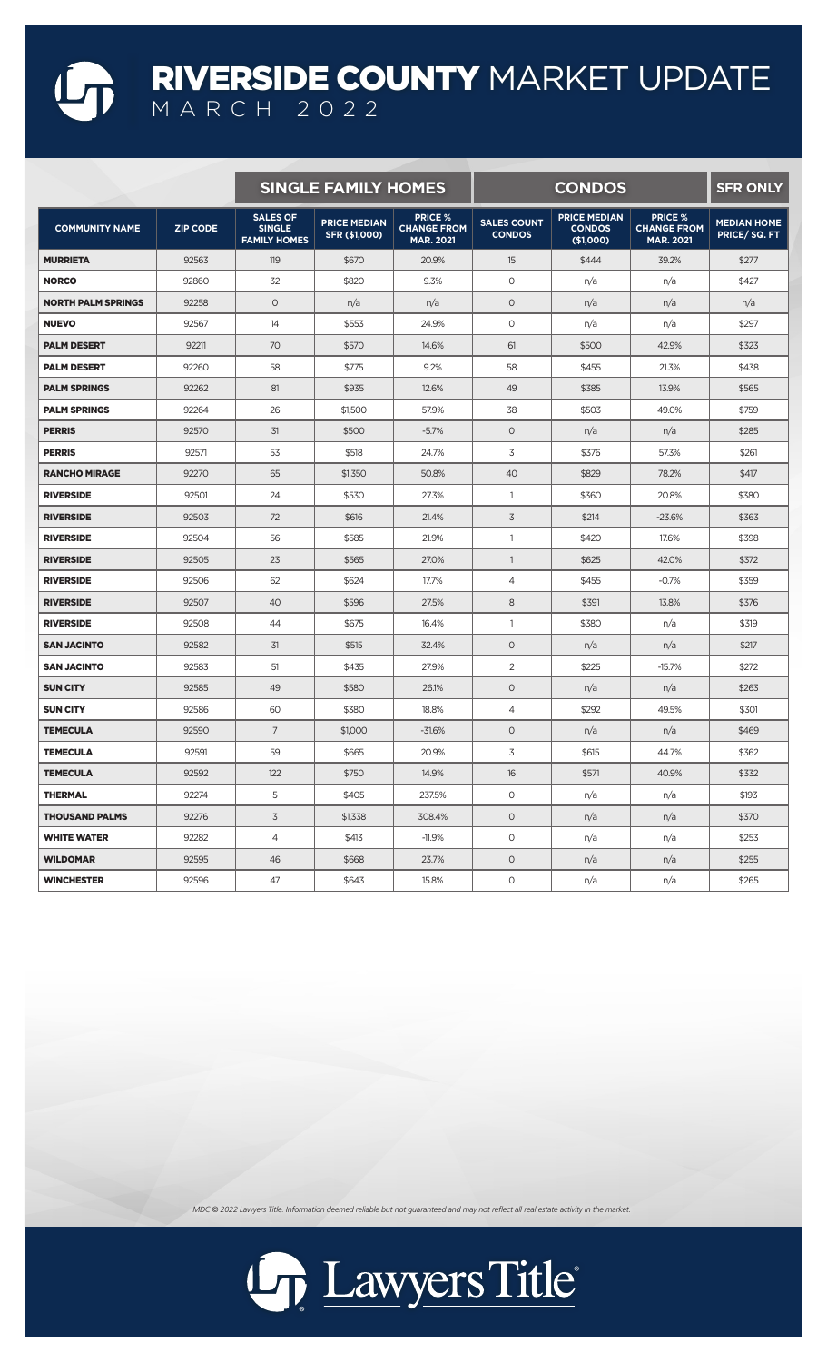# RIVERSIDE COUNTY MARKET UPDATE

MARCH 2022

| | | SINGLE FAMILY HOMES | | | CONDOS | | | SFR ONLY |
|---|---|---|---|---|---|---|---|---|
| COMMUNITY NAME | ZIP CODE | SALES OF SINGLE FAMILY HOMES | PRICE MEDIAN SFR ($1,000) | PRICE % CHANGE FROM MAR. 2021 | SALES COUNT CONDOS | PRICE MEDIAN CONDOS ($1,000) | PRICE % CHANGE FROM MAR. 2021 | MEDIAN HOME PRICE/ SQ. FT |
| MURRIETA | 92563 | 119 | $670 | 20.9% | 15 | $444 | 39.2% | $277 |
| NORCO | 92860 | 32 | $820 | 9.3% | 0 | n/a | n/a | $427 |
| NORTH PALM SPRINGS | 92258 | 0 | n/a | n/a | 0 | n/a | n/a | n/a |
| NUEVO | 92567 | 14 | $553 | 24.9% | 0 | n/a | n/a | $297 |
| PALM DESERT | 92211 | 70 | $570 | 14.6% | 61 | $500 | 42.9% | $323 |
| PALM DESERT | 92260 | 58 | $775 | 9.2% | 58 | $455 | 21.3% | $438 |
| PALM SPRINGS | 92262 | 81 | $935 | 12.6% | 49 | $385 | 13.9% | $565 |
| PALM SPRINGS | 92264 | 26 | $1,500 | 57.9% | 38 | $503 | 49.0% | $759 |
| PERRIS | 92570 | 31 | $500 | -5.7% | 0 | n/a | n/a | $285 |
| PERRIS | 92571 | 53 | $518 | 24.7% | 3 | $376 | 57.3% | $261 |
| RANCHO MIRAGE | 92270 | 65 | $1,350 | 50.8% | 40 | $829 | 78.2% | $417 |
| RIVERSIDE | 92501 | 24 | $530 | 27.3% | 1 | $360 | 20.8% | $380 |
| RIVERSIDE | 92503 | 72 | $616 | 21.4% | 3 | $214 | -23.6% | $363 |
| RIVERSIDE | 92504 | 56 | $585 | 21.9% | 1 | $420 | 17.6% | $398 |
| RIVERSIDE | 92505 | 23 | $565 | 27.0% | 1 | $625 | 42.0% | $372 |
| RIVERSIDE | 92506 | 62 | $624 | 17.7% | 4 | $455 | -0.7% | $359 |
| RIVERSIDE | 92507 | 40 | $596 | 27.5% | 8 | $391 | 13.8% | $376 |
| RIVERSIDE | 92508 | 44 | $675 | 16.4% | 1 | $380 | n/a | $319 |
| SAN JACINTO | 92582 | 31 | $515 | 32.4% | 0 | n/a | n/a | $217 |
| SAN JACINTO | 92583 | 51 | $435 | 27.9% | 2 | $225 | -15.7% | $272 |
| SUN CITY | 92585 | 49 | $580 | 26.1% | 0 | n/a | n/a | $263 |
| SUN CITY | 92586 | 60 | $380 | 18.8% | 4 | $292 | 49.5% | $301 |
| TEMECULA | 92590 | 7 | $1,000 | -31.6% | 0 | n/a | n/a | $469 |
| TEMECULA | 92591 | 59 | $665 | 20.9% | 3 | $615 | 44.7% | $362 |
| TEMECULA | 92592 | 122 | $750 | 14.9% | 16 | $571 | 40.9% | $332 |
| THERMAL | 92274 | 5 | $405 | 237.5% | 0 | n/a | n/a | $193 |
| THOUSAND PALMS | 92276 | 3 | $1,338 | 308.4% | 0 | n/a | n/a | $370 |
| WHITE WATER | 92282 | 4 | $413 | -11.9% | 0 | n/a | n/a | $253 |
| WILDOMAR | 92595 | 46 | $668 | 23.7% | 0 | n/a | n/a | $255 |
| WINCHESTER | 92596 | 47 | $643 | 15.8% | 0 | n/a | n/a | $265 |

*MDC © 2022 Lawyers Title. Information deemed reliable but not guaranteed and may not reflect all real estate activity in the market.*

Lawyers Title®